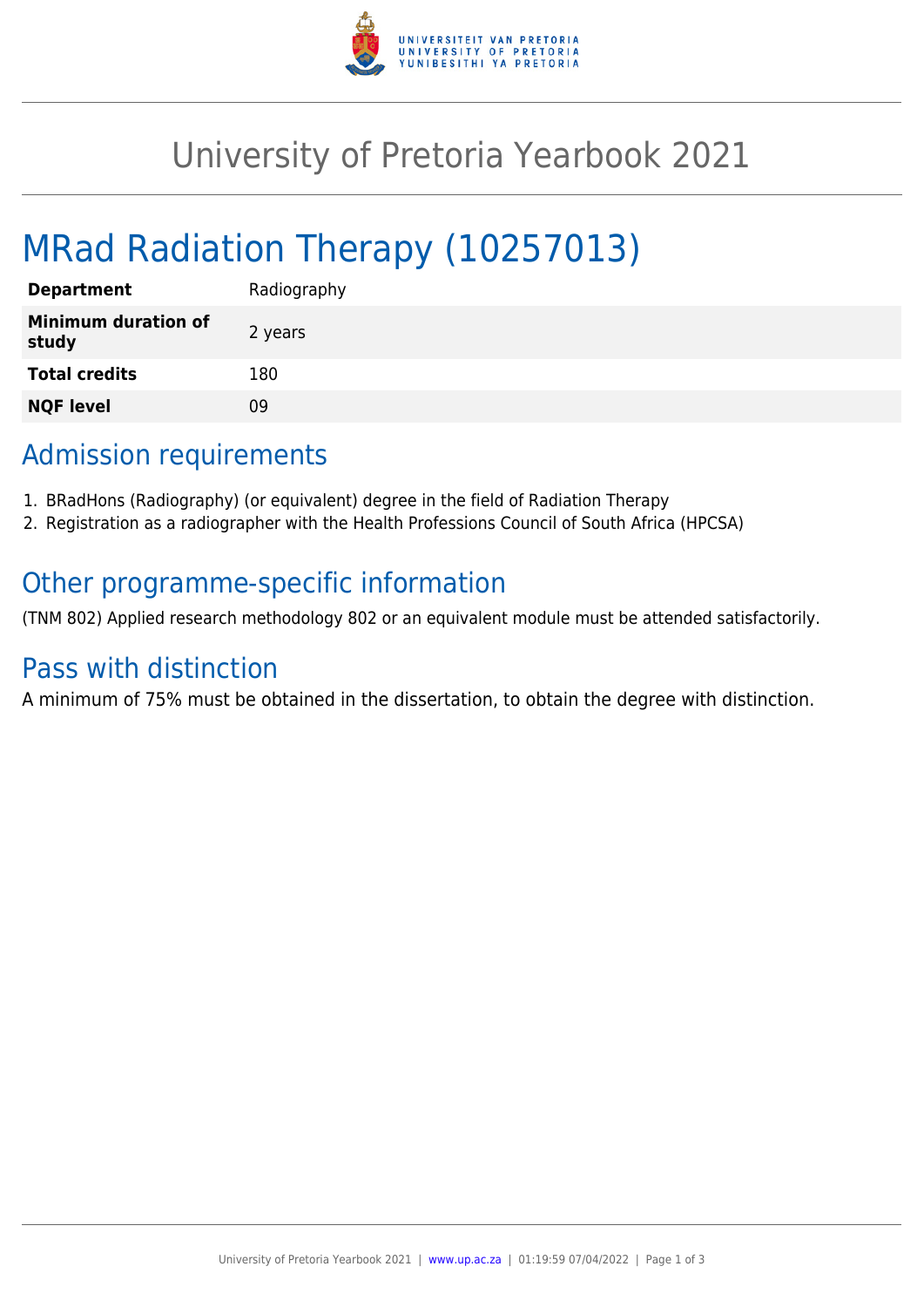# University of Pretoria Yearbook 2021

# MRad Radiation Therapy (10257013)

| | |
|---|---|
| **Department** | Radiography |
| **Minimum duration of study** | 2 years |
| **Total credits** | 180 |
| **NQF level** | 09 |

## Admission requirements

1. BRadHons (Radiography) (or equivalent) degree in the field of Radiation Therapy
2. Registration as a radiographer with the Health Professions Council of South Africa (HPCSA)

## Other programme-specific information

(TNM 802) Applied research methodology 802 or an equivalent module must be attended satisfactorily.

## Pass with distinction

A minimum of 75% must be obtained in the dissertation, to obtain the degree with distinction.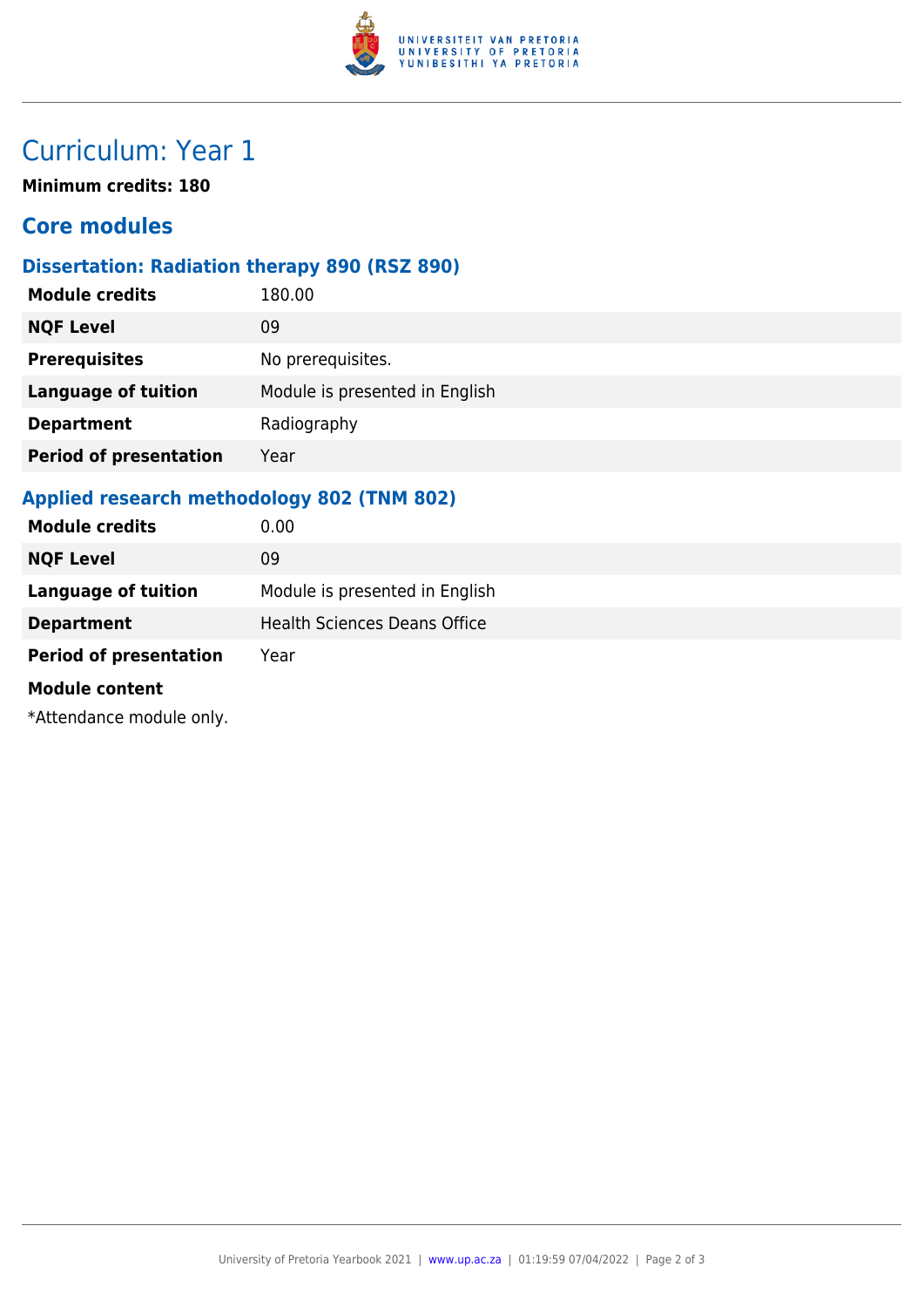# Curriculum: Year 1

**Minimum credits: 180**

## Core modules

### Dissertation: Radiation therapy 890 (RSZ 890)

| | |
|---|---|
| **Module credits** | 180.00 |
| **NQF Level** | 09 |
| **Prerequisites** | No prerequisites. |
| **Language of tuition** | Module is presented in English |
| **Department** | Radiography |
| **Period of presentation** | Year |

### Applied research methodology 802 (TNM 802)

| | |
|---|---|
| **Module credits** | 0.00 |
| **NQF Level** | 09 |
| **Language of tuition** | Module is presented in English |
| **Department** | Health Sciences Deans Office |
| **Period of presentation** | Year |

**Module content**

*Attendance module only.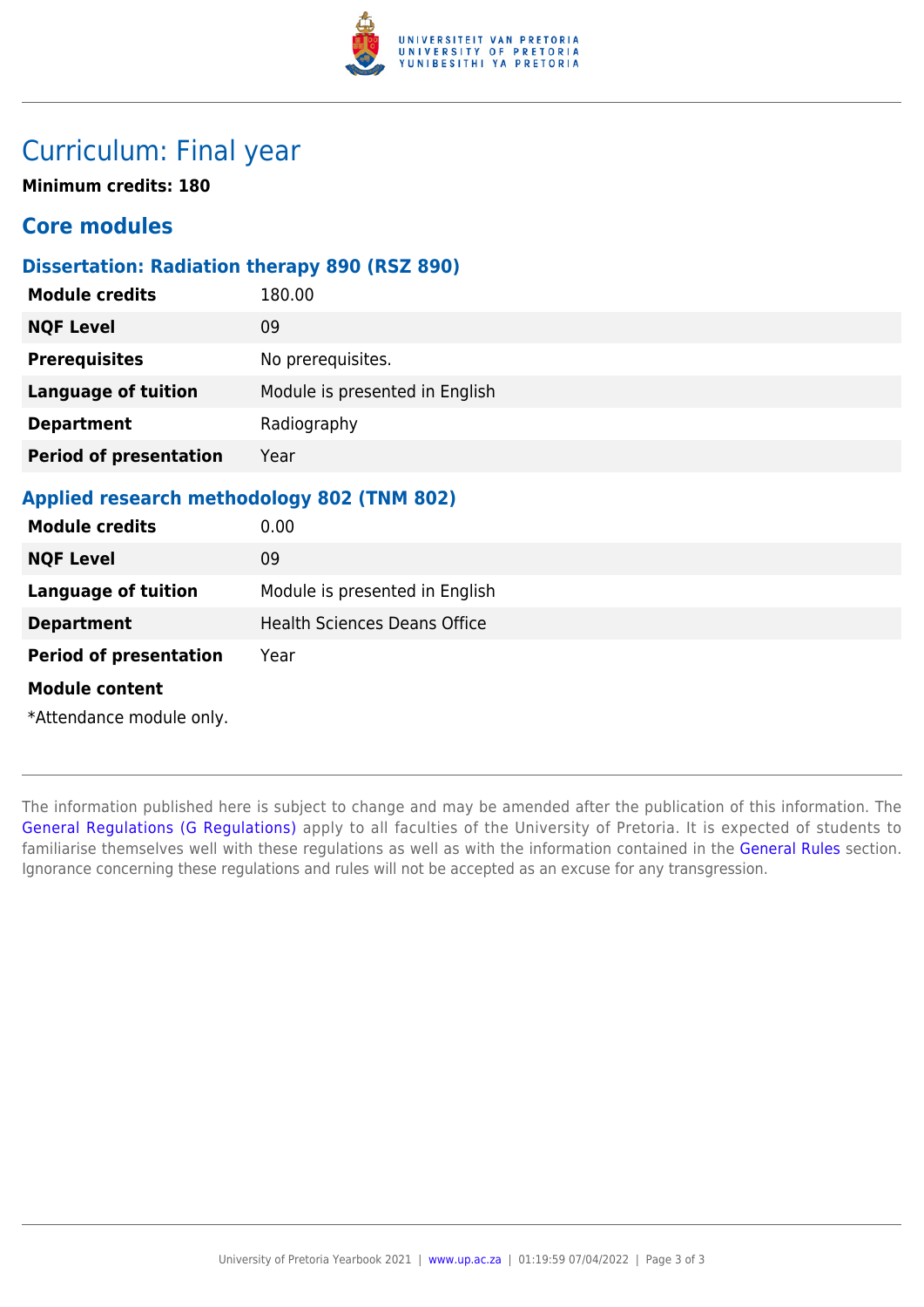# Curriculum: Final year

**Minimum credits: 180**

## Core modules

### Dissertation: Radiation therapy 890 (RSZ 890)

| | |
|---|---|
| **Module credits** | 180.00 |
| **NQF Level** | 09 |
| **Prerequisites** | No prerequisites. |
| **Language of tuition** | Module is presented in English |
| **Department** | Radiography |
| **Period of presentation** | Year |

### Applied research methodology 802 (TNM 802)

| | |
|---|---|
| **Module credits** | 0.00 |
| **NQF Level** | 09 |
| **Language of tuition** | Module is presented in English |
| **Department** | Health Sciences Deans Office |
| **Period of presentation** | Year |

**Module content**

*Attendance module only.

The information published here is subject to change and may be amended after the publication of this information. The General Regulations (G Regulations) apply to all faculties of the University of Pretoria. It is expected of students to familiarise themselves well with these regulations as well as with the information contained in the General Rules section. Ignorance concerning these regulations and rules will not be accepted as an excuse for any transgression.